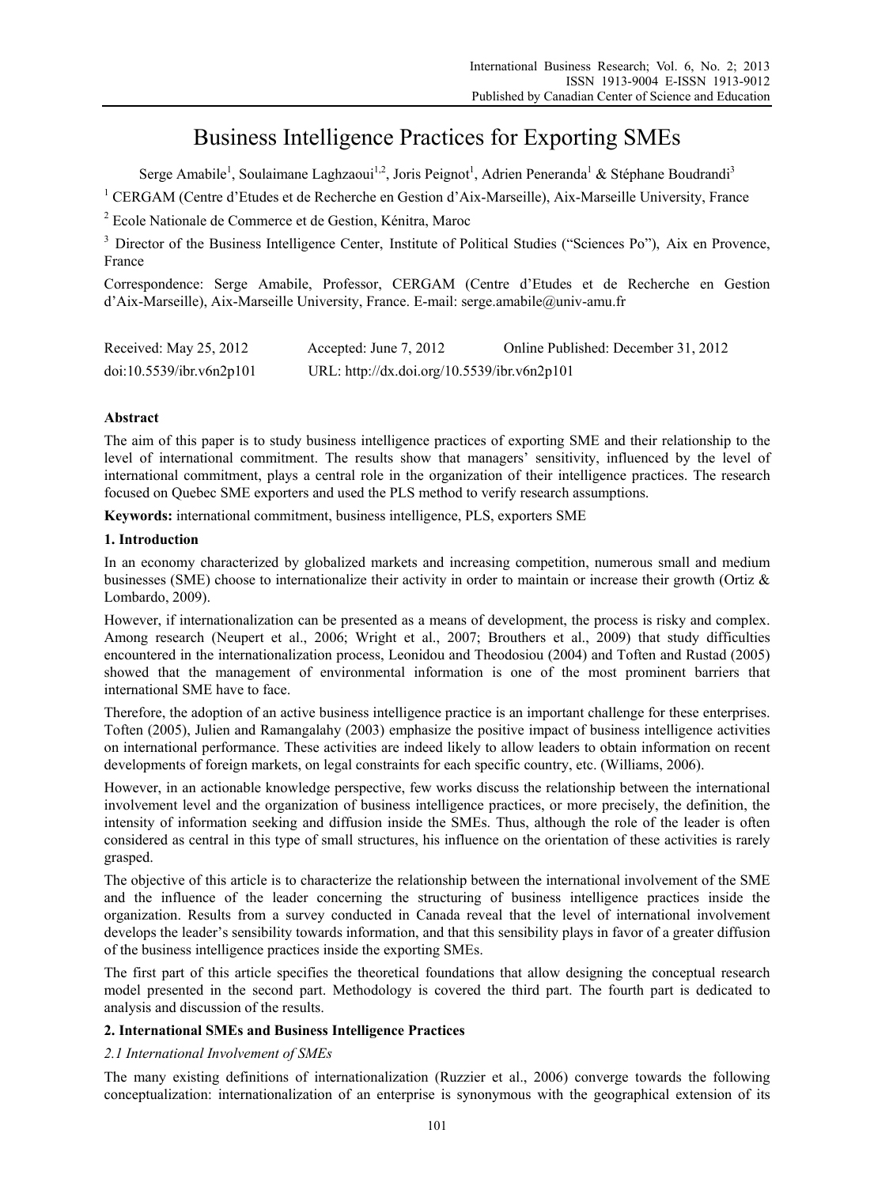# Business Intelligence Practices for Exporting SMEs

Serge Amabile[1], Soulaimane Laghzaoui[1,2], Joris Peignot[1], Adrien Peneranda[1] & Stéphane Boudrandi[3]

[1] CERGAM (Centre d'Etudes et de Recherche en Gestion d'Aix-Marseille), Aix-Marseille University, France

[2] Ecole Nationale de Commerce et de Gestion, Kénitra, Maroc

[3] Director of the Business Intelligence Center, Institute of Political Studies ("Sciences Po"), Aix en Provence, France

Correspondence: Serge Amabile, Professor, CERGAM (Centre d'Etudes et de Recherche en Gestion d'Aix-Marseille), Aix-Marseille University, France. E-mail: serge.amabile@univ-amu.fr

Received: May 25, 2012 Accepted: June 7, 2012 Online Published: December 31, 2012

doi:10.5539/ibr.v6n2p101 URL: http://dx.doi.org/10.5539/ibr.v6n2p101

## Abstract

The aim of this paper is to study business intelligence practices of exporting SME and their relationship to the level of international commitment. The results show that managers' sensitivity, influenced by the level of international commitment, plays a central role in the organization of their intelligence practices. The research focused on Quebec SME exporters and used the PLS method to verify research assumptions.

**Keywords:** international commitment, business intelligence, PLS, exporters SME

## 1. Introduction

In an economy characterized by globalized markets and increasing competition, numerous small and medium businesses (SME) choose to internationalize their activity in order to maintain or increase their growth (Ortiz & Lombardo, 2009).

However, if internationalization can be presented as a means of development, the process is risky and complex. Among research (Neupert et al., 2006; Wright et al., 2007; Brouthers et al., 2009) that study difficulties encountered in the internationalization process, Leonidou and Theodosiou (2004) and Toften and Rustad (2005) showed that the management of environmental information is one of the most prominent barriers that international SME have to face.

Therefore, the adoption of an active business intelligence practice is an important challenge for these enterprises. Toften (2005), Julien and Ramangalahy (2003) emphasize the positive impact of business intelligence activities on international performance. These activities are indeed likely to allow leaders to obtain information on recent developments of foreign markets, on legal constraints for each specific country, etc. (Williams, 2006).

However, in an actionable knowledge perspective, few works discuss the relationship between the international involvement level and the organization of business intelligence practices, or more precisely, the definition, the intensity of information seeking and diffusion inside the SMEs. Thus, although the role of the leader is often considered as central in this type of small structures, his influence on the orientation of these activities is rarely grasped.

The objective of this article is to characterize the relationship between the international involvement of the SME and the influence of the leader concerning the structuring of business intelligence practices inside the organization. Results from a survey conducted in Canada reveal that the level of international involvement develops the leader's sensibility towards information, and that this sensibility plays in favor of a greater diffusion of the business intelligence practices inside the exporting SMEs.

The first part of this article specifies the theoretical foundations that allow designing the conceptual research model presented in the second part. Methodology is covered the third part. The fourth part is dedicated to analysis and discussion of the results.

## 2. International SMEs and Business Intelligence Practices

### *2.1 International Involvement of SMEs*

The many existing definitions of internationalization (Ruzzier et al., 2006) converge towards the following conceptualization: internationalization of an enterprise is synonymous with the geographical extension of its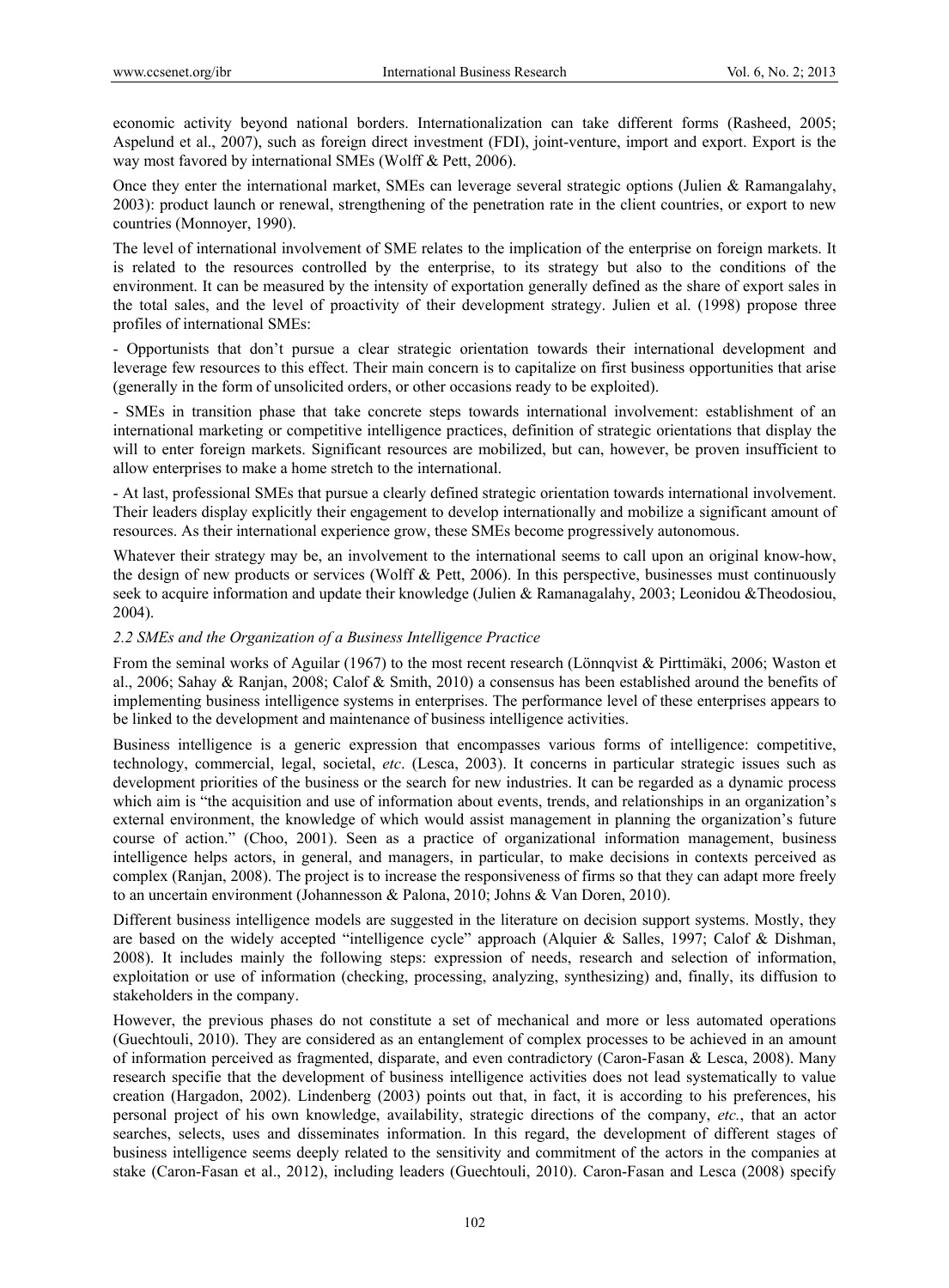economic activity beyond national borders. Internationalization can take different forms (Rasheed, 2005; Aspelund et al., 2007), such as foreign direct investment (FDI), joint-venture, import and export. Export is the way most favored by international SMEs (Wolff & Pett, 2006).

Once they enter the international market, SMEs can leverage several strategic options (Julien & Ramangalahy, 2003): product launch or renewal, strengthening of the penetration rate in the client countries, or export to new countries (Monnoyer, 1990).

The level of international involvement of SME relates to the implication of the enterprise on foreign markets. It is related to the resources controlled by the enterprise, to its strategy but also to the conditions of the environment. It can be measured by the intensity of exportation generally defined as the share of export sales in the total sales, and the level of proactivity of their development strategy. Julien et al. (1998) propose three profiles of international SMEs:

- Opportunists that don't pursue a clear strategic orientation towards their international development and leverage few resources to this effect. Their main concern is to capitalize on first business opportunities that arise (generally in the form of unsolicited orders, or other occasions ready to be exploited).

- SMEs in transition phase that take concrete steps towards international involvement: establishment of an international marketing or competitive intelligence practices, definition of strategic orientations that display the will to enter foreign markets. Significant resources are mobilized, but can, however, be proven insufficient to allow enterprises to make a home stretch to the international.

- At last, professional SMEs that pursue a clearly defined strategic orientation towards international involvement. Their leaders display explicitly their engagement to develop internationally and mobilize a significant amount of resources. As their international experience grow, these SMEs become progressively autonomous.

Whatever their strategy may be, an involvement to the international seems to call upon an original know-how, the design of new products or services (Wolff & Pett, 2006). In this perspective, businesses must continuously seek to acquire information and update their knowledge (Julien & Ramanagalahy, 2003; Leonidou &Theodosiou, 2004).

### *2.2 SMEs and the Organization of a Business Intelligence Practice*

From the seminal works of Aguilar (1967) to the most recent research (Lönnqvist & Pirttimäki, 2006; Waston et al., 2006; Sahay & Ranjan, 2008; Calof & Smith, 2010) a consensus has been established around the benefits of implementing business intelligence systems in enterprises. The performance level of these enterprises appears to be linked to the development and maintenance of business intelligence activities.

Business intelligence is a generic expression that encompasses various forms of intelligence: competitive, technology, commercial, legal, societal, *etc*. (Lesca, 2003). It concerns in particular strategic issues such as development priorities of the business or the search for new industries. It can be regarded as a dynamic process which aim is "the acquisition and use of information about events, trends, and relationships in an organization's external environment, the knowledge of which would assist management in planning the organization's future course of action." (Choo, 2001). Seen as a practice of organizational information management, business intelligence helps actors, in general, and managers, in particular, to make decisions in contexts perceived as complex (Ranjan, 2008). The project is to increase the responsiveness of firms so that they can adapt more freely to an uncertain environment (Johannesson & Palona, 2010; Johns & Van Doren, 2010).

Different business intelligence models are suggested in the literature on decision support systems. Mostly, they are based on the widely accepted "intelligence cycle" approach (Alquier & Salles, 1997; Calof & Dishman, 2008). It includes mainly the following steps: expression of needs, research and selection of information, exploitation or use of information (checking, processing, analyzing, synthesizing) and, finally, its diffusion to stakeholders in the company.

However, the previous phases do not constitute a set of mechanical and more or less automated operations (Guechtouli, 2010). They are considered as an entanglement of complex processes to be achieved in an amount of information perceived as fragmented, disparate, and even contradictory (Caron-Fasan & Lesca, 2008). Many research specifie that the development of business intelligence activities does not lead systematically to value creation (Hargadon, 2002). Lindenberg (2003) points out that, in fact, it is according to his preferences, his personal project of his own knowledge, availability, strategic directions of the company, *etc.*, that an actor searches, selects, uses and disseminates information. In this regard, the development of different stages of business intelligence seems deeply related to the sensitivity and commitment of the actors in the companies at stake (Caron-Fasan et al., 2012), including leaders (Guechtouli, 2010). Caron-Fasan and Lesca (2008) specify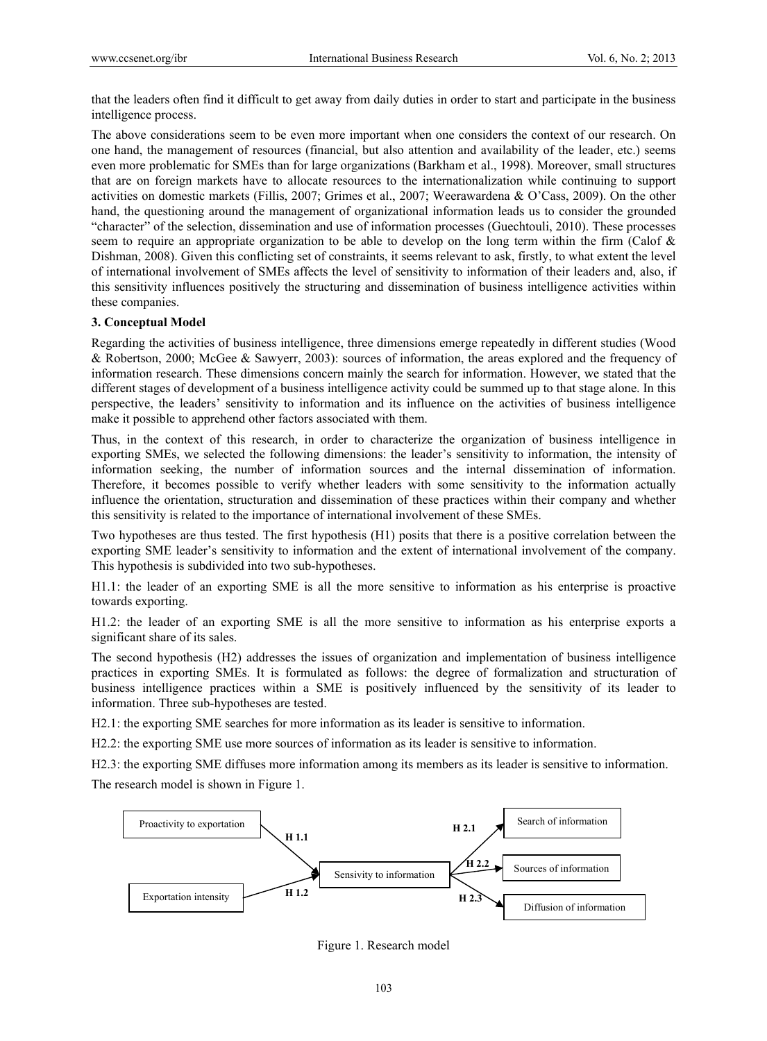that the leaders often find it difficult to get away from daily duties in order to start and participate in the business intelligence process.

The above considerations seem to be even more important when one considers the context of our research. On one hand, the management of resources (financial, but also attention and availability of the leader, etc.) seems even more problematic for SMEs than for large organizations (Barkham et al., 1998). Moreover, small structures that are on foreign markets have to allocate resources to the internationalization while continuing to support activities on domestic markets (Fillis, 2007; Grimes et al., 2007; Weerawardena & O'Cass, 2009). On the other hand, the questioning around the management of organizational information leads us to consider the grounded "character" of the selection, dissemination and use of information processes (Guechtouli, 2010). These processes seem to require an appropriate organization to be able to develop on the long term within the firm (Calof & Dishman, 2008). Given this conflicting set of constraints, it seems relevant to ask, firstly, to what extent the level of international involvement of SMEs affects the level of sensitivity to information of their leaders and, also, if this sensitivity influences positively the structuring and dissemination of business intelligence activities within these companies.

### 3. Conceptual Model

Regarding the activities of business intelligence, three dimensions emerge repeatedly in different studies (Wood & Robertson, 2000; McGee & Sawyerr, 2003): sources of information, the areas explored and the frequency of information research. These dimensions concern mainly the search for information. However, we stated that the different stages of development of a business intelligence activity could be summed up to that stage alone. In this perspective, the leaders' sensitivity to information and its influence on the activities of business intelligence make it possible to apprehend other factors associated with them.

Thus, in the context of this research, in order to characterize the organization of business intelligence in exporting SMEs, we selected the following dimensions: the leader's sensitivity to information, the intensity of information seeking, the number of information sources and the internal dissemination of information. Therefore, it becomes possible to verify whether leaders with some sensitivity to the information actually influence the orientation, structuration and dissemination of these practices within their company and whether this sensitivity is related to the importance of international involvement of these SMEs.

Two hypotheses are thus tested. The first hypothesis (H1) posits that there is a positive correlation between the exporting SME leader's sensitivity to information and the extent of international involvement of the company. This hypothesis is subdivided into two sub-hypotheses.

H1.1: the leader of an exporting SME is all the more sensitive to information as his enterprise is proactive towards exporting.

H1.2: the leader of an exporting SME is all the more sensitive to information as his enterprise exports a significant share of its sales.

The second hypothesis (H2) addresses the issues of organization and implementation of business intelligence practices in exporting SMEs. It is formulated as follows: the degree of formalization and structuration of business intelligence practices within a SME is positively influenced by the sensitivity of its leader to information. Three sub-hypotheses are tested.

H2.1: the exporting SME searches for more information as its leader is sensitive to information.

H2.2: the exporting SME use more sources of information as its leader is sensitive to information.

H2.3: the exporting SME diffuses more information among its members as its leader is sensitive to information.

The research model is shown in Figure 1.

Proactivity to exportation → (H 1.1) → Sensivity to information
Exportation intensity → (H 1.2) → Sensivity to information
Sensivity to information → (H 2.1) → Search of information
Sensivity to information → (H 2.2) → Sources of information
Sensivity to information → (H 2.3) → Diffusion of information

Figure 1. Research model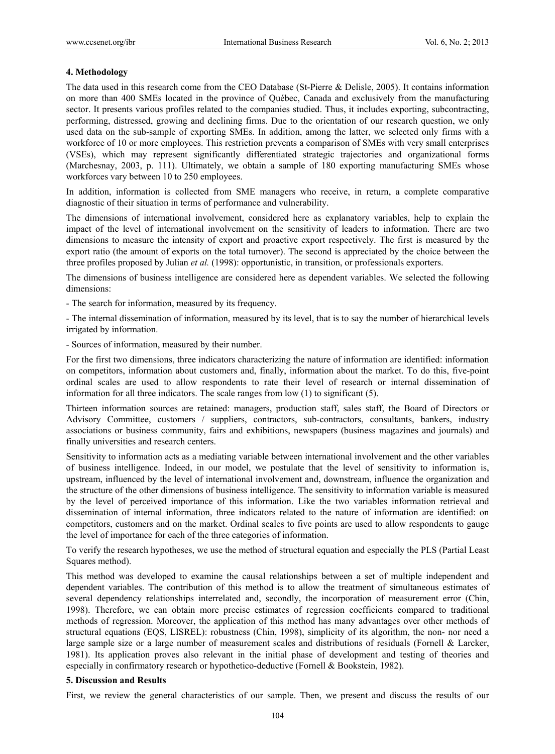## 4. Methodology

The data used in this research come from the CEO Database (St-Pierre & Delisle, 2005). It contains information on more than 400 SMEs located in the province of Québec, Canada and exclusively from the manufacturing sector. It presents various profiles related to the companies studied. Thus, it includes exporting, subcontracting, performing, distressed, growing and declining firms. Due to the orientation of our research question, we only used data on the sub-sample of exporting SMEs. In addition, among the latter, we selected only firms with a workforce of 10 or more employees. This restriction prevents a comparison of SMEs with very small enterprises (VSEs), which may represent significantly differentiated strategic trajectories and organizational forms (Marchesnay, 2003, p. 111). Ultimately, we obtain a sample of 180 exporting manufacturing SMEs whose workforces vary between 10 to 250 employees.

In addition, information is collected from SME managers who receive, in return, a complete comparative diagnostic of their situation in terms of performance and vulnerability.

The dimensions of international involvement, considered here as explanatory variables, help to explain the impact of the level of international involvement on the sensitivity of leaders to information. There are two dimensions to measure the intensity of export and proactive export respectively. The first is measured by the export ratio (the amount of exports on the total turnover). The second is appreciated by the choice between the three profiles proposed by Julian *et al.* (1998): opportunistic, in transition, or professionals exporters.

The dimensions of business intelligence are considered here as dependent variables. We selected the following dimensions:

- The search for information, measured by its frequency.

- The internal dissemination of information, measured by its level, that is to say the number of hierarchical levels irrigated by information.

- Sources of information, measured by their number.

For the first two dimensions, three indicators characterizing the nature of information are identified: information on competitors, information about customers and, finally, information about the market. To do this, five-point ordinal scales are used to allow respondents to rate their level of research or internal dissemination of information for all three indicators. The scale ranges from low (1) to significant (5).

Thirteen information sources are retained: managers, production staff, sales staff, the Board of Directors or Advisory Committee, customers / suppliers, contractors, sub-contractors, consultants, bankers, industry associations or business community, fairs and exhibitions, newspapers (business magazines and journals) and finally universities and research centers.

Sensitivity to information acts as a mediating variable between international involvement and the other variables of business intelligence. Indeed, in our model, we postulate that the level of sensitivity to information is, upstream, influenced by the level of international involvement and, downstream, influence the organization and the structure of the other dimensions of business intelligence. The sensitivity to information variable is measured by the level of perceived importance of this information. Like the two variables information retrieval and dissemination of internal information, three indicators related to the nature of information are identified: on competitors, customers and on the market. Ordinal scales to five points are used to allow respondents to gauge the level of importance for each of the three categories of information.

To verify the research hypotheses, we use the method of structural equation and especially the PLS (Partial Least Squares method).

This method was developed to examine the causal relationships between a set of multiple independent and dependent variables. The contribution of this method is to allow the treatment of simultaneous estimates of several dependency relationships interrelated and, secondly, the incorporation of measurement error (Chin, 1998). Therefore, we can obtain more precise estimates of regression coefficients compared to traditional methods of regression. Moreover, the application of this method has many advantages over other methods of structural equations (EQS, LISREL): robustness (Chin, 1998), simplicity of its algorithm, the non- nor need a large sample size or a large number of measurement scales and distributions of residuals (Fornell & Larcker, 1981). Its application proves also relevant in the initial phase of development and testing of theories and especially in confirmatory research or hypothetico-deductive (Fornell & Bookstein, 1982).

## 5. Discussion and Results

First, we review the general characteristics of our sample. Then, we present and discuss the results of our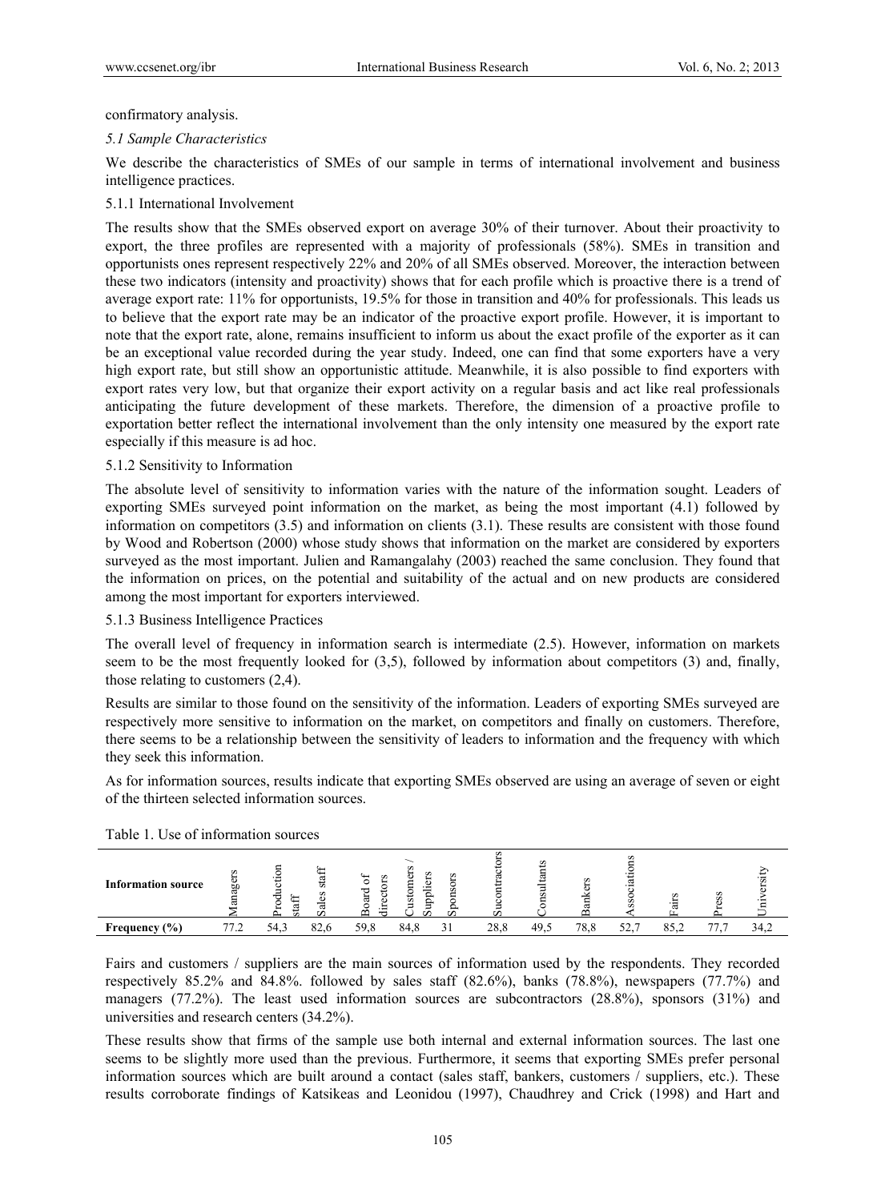confirmatory analysis.

### *5.1 Sample Characteristics*

We describe the characteristics of SMEs of our sample in terms of international involvement and business intelligence practices.

#### 5.1.1 International Involvement

The results show that the SMEs observed export on average 30% of their turnover. About their proactivity to export, the three profiles are represented with a majority of professionals (58%). SMEs in transition and opportunists ones represent respectively 22% and 20% of all SMEs observed. Moreover, the interaction between these two indicators (intensity and proactivity) shows that for each profile which is proactive there is a trend of average export rate: 11% for opportunists, 19.5% for those in transition and 40% for professionals. This leads us to believe that the export rate may be an indicator of the proactive export profile. However, it is important to note that the export rate, alone, remains insufficient to inform us about the exact profile of the exporter as it can be an exceptional value recorded during the year study. Indeed, one can find that some exporters have a very high export rate, but still show an opportunistic attitude. Meanwhile, it is also possible to find exporters with export rates very low, but that organize their export activity on a regular basis and act like real professionals anticipating the future development of these markets. Therefore, the dimension of a proactive profile to exportation better reflect the international involvement than the only intensity one measured by the export rate especially if this measure is ad hoc.

#### 5.1.2 Sensitivity to Information

The absolute level of sensitivity to information varies with the nature of the information sought. Leaders of exporting SMEs surveyed point information on the market, as being the most important (4.1) followed by information on competitors (3.5) and information on clients (3.1). These results are consistent with those found by Wood and Robertson (2000) whose study shows that information on the market are considered by exporters surveyed as the most important. Julien and Ramangalahy (2003) reached the same conclusion. They found that the information on prices, on the potential and suitability of the actual and on new products are considered among the most important for exporters interviewed.

#### 5.1.3 Business Intelligence Practices

The overall level of frequency in information search is intermediate (2.5). However, information on markets seem to be the most frequently looked for (3,5), followed by information about competitors (3) and, finally, those relating to customers (2,4).

Results are similar to those found on the sensitivity of the information. Leaders of exporting SMEs surveyed are respectively more sensitive to information on the market, on competitors and finally on customers. Therefore, there seems to be a relationship between the sensitivity of leaders to information and the frequency with which they seek this information.

As for information sources, results indicate that exporting SMEs observed are using an average of seven or eight of the thirteen selected information sources.

Table 1. Use of information sources

| Information source | Managers | Production staff | Sales staff | Board of directors | Customers / Suppliers | Sponsors | Sucontractors | Consultants | Bankers | Associations | Fairs | Press | University |
|---|---|---|---|---|---|---|---|---|---|---|---|---|---|
| Frequency (%) | 77.2 | 54,3 | 82,6 | 59,8 | 84,8 | 31 | 28,8 | 49,5 | 78,8 | 52,7 | 85,2 | 77,7 | 34,2 |

Fairs and customers / suppliers are the main sources of information used by the respondents. They recorded respectively 85.2% and 84.8%. followed by sales staff (82.6%), banks (78.8%), newspapers (77.7%) and managers (77.2%). The least used information sources are subcontractors (28.8%), sponsors (31%) and universities and research centers (34.2%).

These results show that firms of the sample use both internal and external information sources. The last one seems to be slightly more used than the previous. Furthermore, it seems that exporting SMEs prefer personal information sources which are built around a contact (sales staff, bankers, customers / suppliers, etc.). These results corroborate findings of Katsikeas and Leonidou (1997), Chaudhrey and Crick (1998) and Hart and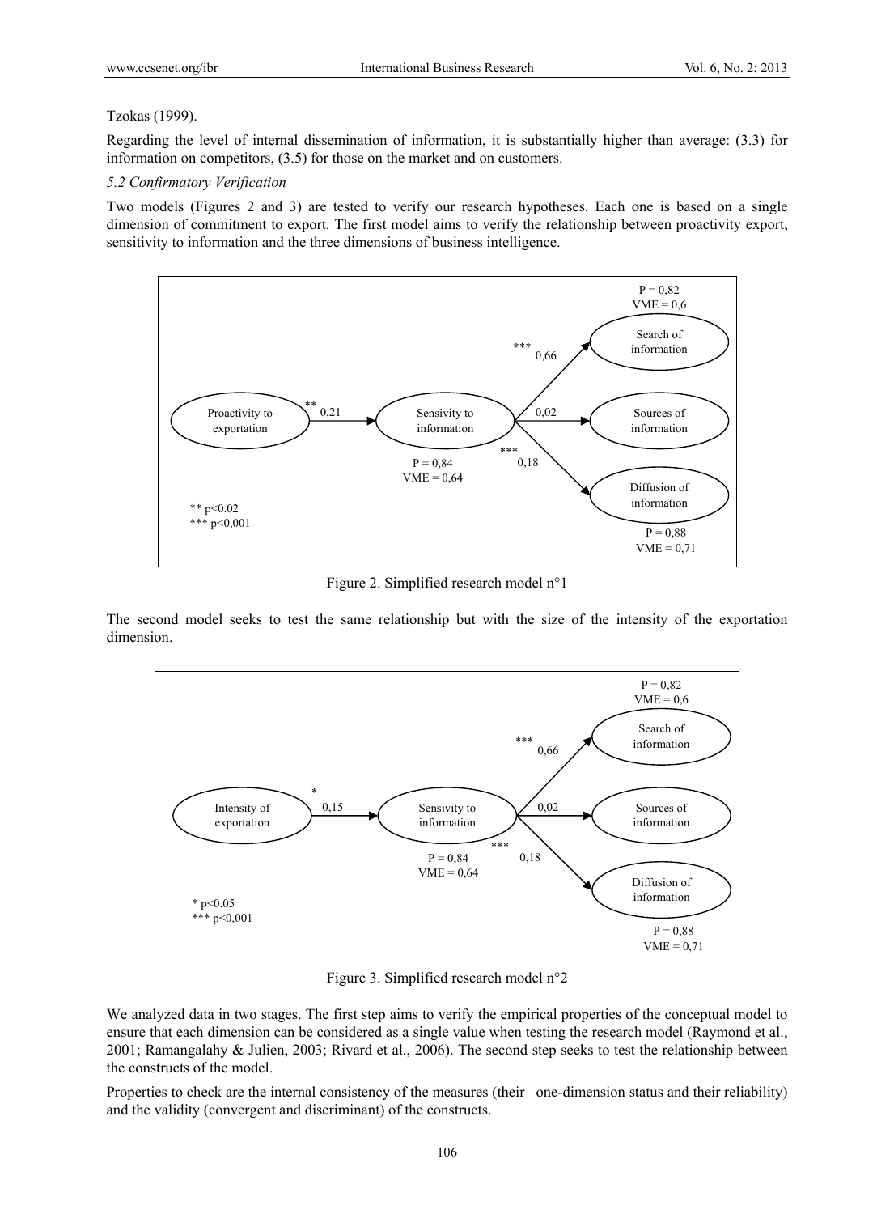Tzokas (1999).

Regarding the level of internal dissemination of information, it is substantially higher than average: (3.3) for information on competitors, (3.5) for those on the market and on customers.

*5.2 Confirmatory Verification*

Two models (Figures 2 and 3) are tested to verify our research hypotheses. Each one is based on a single dimension of commitment to export. The first model aims to verify the relationship between proactivity export, sensitivity to information and the three dimensions of business intelligence.

Figure 2. Simplified research model n°1

The second model seeks to test the same relationship but with the size of the intensity of the exportation dimension.

Figure 3. Simplified research model n°2

We analyzed data in two stages. The first step aims to verify the empirical properties of the conceptual model to ensure that each dimension can be considered as a single value when testing the research model (Raymond et al., 2001; Ramangalahy & Julien, 2003; Rivard et al., 2006). The second step seeks to test the relationship between the constructs of the model.

Properties to check are the internal consistency of the measures (their –one-dimension status and their reliability) and the validity (convergent and discriminant) of the constructs.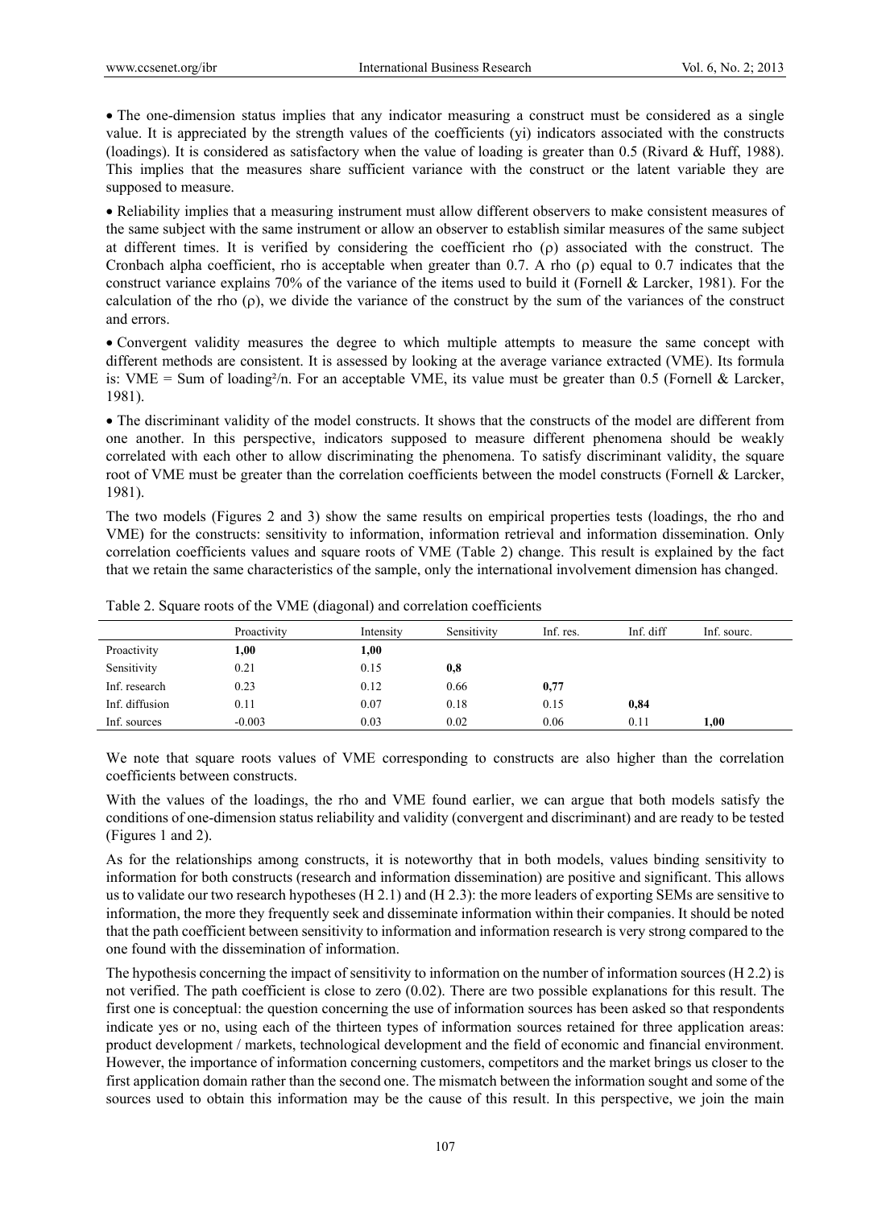- The one-dimension status implies that any indicator measuring a construct must be considered as a single value. It is appreciated by the strength values of the coefficients (yi) indicators associated with the constructs (loadings). It is considered as satisfactory when the value of loading is greater than 0.5 (Rivard & Huff, 1988). This implies that the measures share sufficient variance with the construct or the latent variable they are supposed to measure.
- Reliability implies that a measuring instrument must allow different observers to make consistent measures of the same subject with the same instrument or allow an observer to establish similar measures of the same subject at different times. It is verified by considering the coefficient rho ($\rho$) associated with the construct. The Cronbach alpha coefficient, rho is acceptable when greater than 0.7. A rho ($\rho$) equal to 0.7 indicates that the construct variance explains 70% of the variance of the items used to build it (Fornell & Larcker, 1981). For the calculation of the rho ($\rho$), we divide the variance of the construct by the sum of the variances of the construct and errors.
- Convergent validity measures the degree to which multiple attempts to measure the same concept with different methods are consistent. It is assessed by looking at the average variance extracted (VME). Its formula is: VME = Sum of loading²/n. For an acceptable VME, its value must be greater than 0.5 (Fornell & Larcker, 1981).
- The discriminant validity of the model constructs. It shows that the constructs of the model are different from one another. In this perspective, indicators supposed to measure different phenomena should be weakly correlated with each other to allow discriminating the phenomena. To satisfy discriminant validity, the square root of VME must be greater than the correlation coefficients between the model constructs (Fornell & Larcker, 1981).

The two models (Figures 2 and 3) show the same results on empirical properties tests (loadings, the rho and VME) for the constructs: sensitivity to information, information retrieval and information dissemination. Only correlation coefficients values and square roots of VME (Table 2) change. This result is explained by the fact that we retain the same characteristics of the sample, only the international involvement dimension has changed.

Table 2. Square roots of the VME (diagonal) and correlation coefficients

| | Proactivity | Intensity | Sensitivity | Inf. res. | Inf. diff | Inf. sourc. |
|---|---|---|---|---|---|---|
| Proactivity | **1,00** | **1,00** | | | | |
| Sensitivity | 0.21 | 0.15 | **0,8** | | | |
| Inf. research | 0.23 | 0.12 | 0.66 | **0,77** | | |
| Inf. diffusion | 0.11 | 0.07 | 0.18 | 0.15 | **0,84** | |
| Inf. sources | -0.003 | 0.03 | 0.02 | 0.06 | 0.11 | **1,00** |

We note that square roots values of VME corresponding to constructs are also higher than the correlation coefficients between constructs.

With the values of the loadings, the rho and VME found earlier, we can argue that both models satisfy the conditions of one-dimension status reliability and validity (convergent and discriminant) and are ready to be tested (Figures 1 and 2).

As for the relationships among constructs, it is noteworthy that in both models, values binding sensitivity to information for both constructs (research and information dissemination) are positive and significant. This allows us to validate our two research hypotheses (H 2.1) and (H 2.3): the more leaders of exporting SEMs are sensitive to information, the more they frequently seek and disseminate information within their companies. It should be noted that the path coefficient between sensitivity to information and information research is very strong compared to the one found with the dissemination of information.

The hypothesis concerning the impact of sensitivity to information on the number of information sources (H 2.2) is not verified. The path coefficient is close to zero (0.02). There are two possible explanations for this result. The first one is conceptual: the question concerning the use of information sources has been asked so that respondents indicate yes or no, using each of the thirteen types of information sources retained for three application areas: product development / markets, technological development and the field of economic and financial environment. However, the importance of information concerning customers, competitors and the market brings us closer to the first application domain rather than the second one. The mismatch between the information sought and some of the sources used to obtain this information may be the cause of this result. In this perspective, we join the main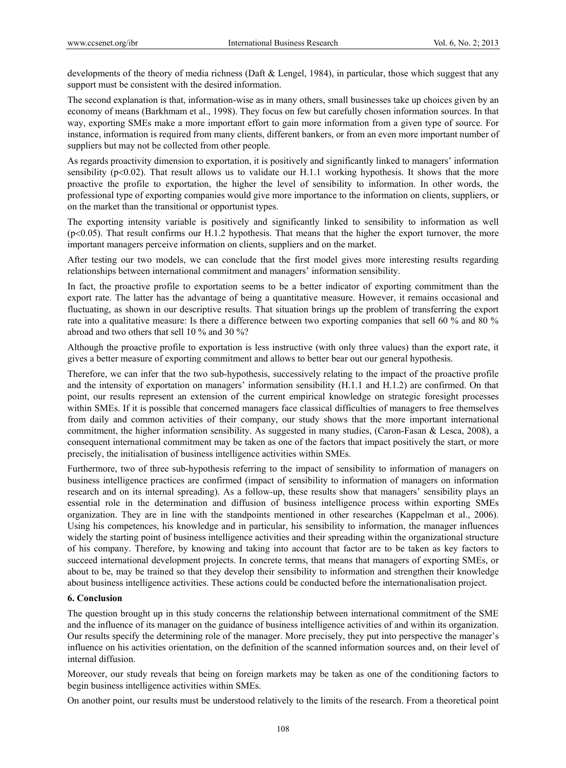developments of the theory of media richness (Daft & Lengel, 1984), in particular, those which suggest that any support must be consistent with the desired information.

The second explanation is that, information-wise as in many others, small businesses take up choices given by an economy of means (Barkhmam et al., 1998). They focus on few but carefully chosen information sources. In that way, exporting SMEs make a more important effort to gain more information from a given type of source. For instance, information is required from many clients, different bankers, or from an even more important number of suppliers but may not be collected from other people.

As regards proactivity dimension to exportation, it is positively and significantly linked to managers' information sensibility ($p<0.02$). That result allows us to validate our H.1.1 working hypothesis. It shows that the more proactive the profile to exportation, the higher the level of sensibility to information. In other words, the professional type of exporting companies would give more importance to the information on clients, suppliers, or on the market than the transitional or opportunist types.

The exporting intensity variable is positively and significantly linked to sensibility to information as well ($p<0.05$). That result confirms our H.1.2 hypothesis. That means that the higher the export turnover, the more important managers perceive information on clients, suppliers and on the market.

After testing our two models, we can conclude that the first model gives more interesting results regarding relationships between international commitment and managers' information sensibility.

In fact, the proactive profile to exportation seems to be a better indicator of exporting commitment than the export rate. The latter has the advantage of being a quantitative measure. However, it remains occasional and fluctuating, as shown in our descriptive results. That situation brings up the problem of transferring the export rate into a qualitative measure: Is there a difference between two exporting companies that sell 60 % and 80 % abroad and two others that sell 10 % and 30 %?

Although the proactive profile to exportation is less instructive (with only three values) than the export rate, it gives a better measure of exporting commitment and allows to better bear out our general hypothesis.

Therefore, we can infer that the two sub-hypothesis, successively relating to the impact of the proactive profile and the intensity of exportation on managers' information sensibility (H.1.1 and H.1.2) are confirmed. On that point, our results represent an extension of the current empirical knowledge on strategic foresight processes within SMEs. If it is possible that concerned managers face classical difficulties of managers to free themselves from daily and common activities of their company, our study shows that the more important international commitment, the higher information sensibility. As suggested in many studies, (Caron-Fasan & Lesca, 2008), a consequent international commitment may be taken as one of the factors that impact positively the start, or more precisely, the initialisation of business intelligence activities within SMEs.

Furthermore, two of three sub-hypothesis referring to the impact of sensibility to information of managers on business intelligence practices are confirmed (impact of sensibility to information of managers on information research and on its internal spreading). As a follow-up, these results show that managers' sensibility plays an essential role in the determination and diffusion of business intelligence process within exporting SMEs organization. They are in line with the standpoints mentioned in other researches (Kappelman et al., 2006). Using his competences, his knowledge and in particular, his sensibility to information, the manager influences widely the starting point of business intelligence activities and their spreading within the organizational structure of his company. Therefore, by knowing and taking into account that factor are to be taken as key factors to succeed international development projects. In concrete terms, that means that managers of exporting SMEs, or about to be, may be trained so that they develop their sensibility to information and strengthen their knowledge about business intelligence activities. These actions could be conducted before the internationalisation project.

## 6. Conclusion

The question brought up in this study concerns the relationship between international commitment of the SME and the influence of its manager on the guidance of business intelligence activities of and within its organization. Our results specify the determining role of the manager. More precisely, they put into perspective the manager's influence on his activities orientation, on the definition of the scanned information sources and, on their level of internal diffusion.

Moreover, our study reveals that being on foreign markets may be taken as one of the conditioning factors to begin business intelligence activities within SMEs.

On another point, our results must be understood relatively to the limits of the research. From a theoretical point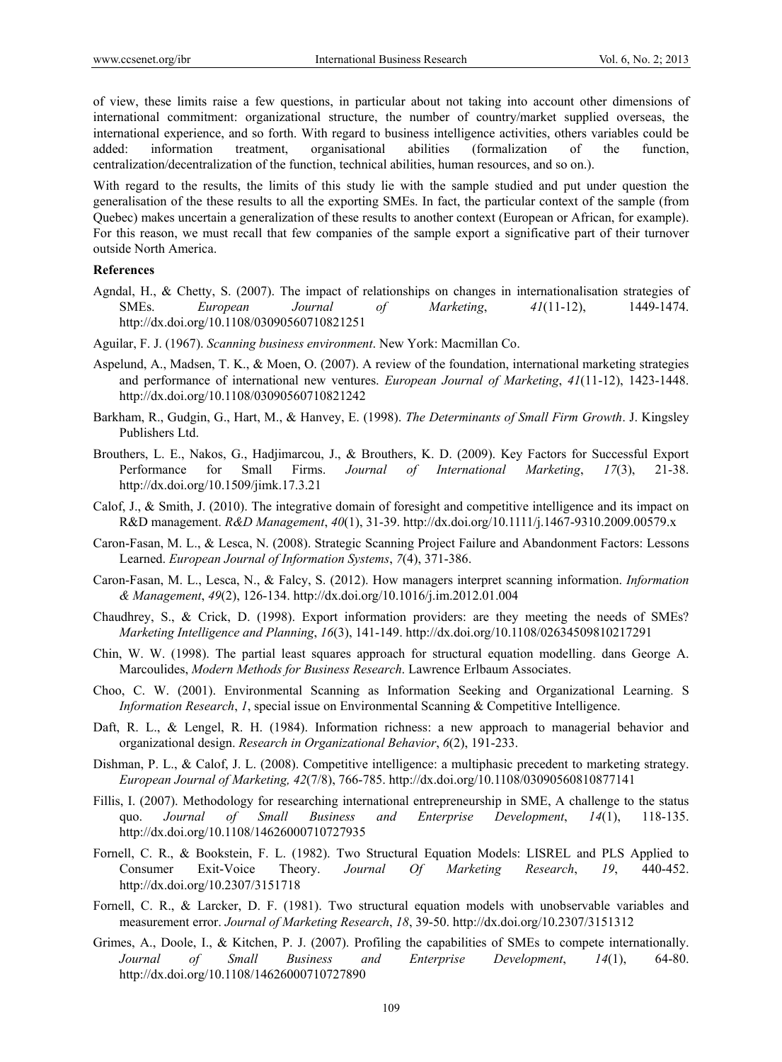of view, these limits raise a few questions, in particular about not taking into account other dimensions of international commitment: organizational structure, the number of country/market supplied overseas, the international experience, and so forth. With regard to business intelligence activities, others variables could be added: information treatment, organisational abilities (formalization of the function, centralization/decentralization of the function, technical abilities, human resources, and so on.).

With regard to the results, the limits of this study lie with the sample studied and put under question the generalisation of the these results to all the exporting SMEs. In fact, the particular context of the sample (from Quebec) makes uncertain a generalization of these results to another context (European or African, for example). For this reason, we must recall that few companies of the sample export a significative part of their turnover outside North America.

**References**

Agndal, H., & Chetty, S. (2007). The impact of relationships on changes in internationalisation strategies of SMEs. *European Journal of Marketing*, *41*(11-12), 1449-1474. http://dx.doi.org/10.1108/03090560710821251

Aguilar, F. J. (1967). *Scanning business environment*. New York: Macmillan Co.

Aspelund, A., Madsen, T. K., & Moen, O. (2007). A review of the foundation, international marketing strategies and performance of international new ventures. *European Journal of Marketing*, *41*(11-12), 1423-1448. http://dx.doi.org/10.1108/03090560710821242

Barkham, R., Gudgin, G., Hart, M., & Hanvey, E. (1998). *The Determinants of Small Firm Growth*. J. Kingsley Publishers Ltd.

Brouthers, L. E., Nakos, G., Hadjimarcou, J., & Brouthers, K. D. (2009). Key Factors for Successful Export Performance for Small Firms. *Journal of International Marketing*, *17*(3), 21-38. http://dx.doi.org/10.1509/jimk.17.3.21

Calof, J., & Smith, J. (2010). The integrative domain of foresight and competitive intelligence and its impact on R&D management. *R&D Management*, *40*(1), 31-39. http://dx.doi.org/10.1111/j.1467-9310.2009.00579.x

Caron-Fasan, M. L., & Lesca, N. (2008). Strategic Scanning Project Failure and Abandonment Factors: Lessons Learned. *European Journal of Information Systems*, *7*(4), 371-386.

Caron-Fasan, M. L., Lesca, N., & Falcy, S. (2012). How managers interpret scanning information. *Information & Management*, *49*(2), 126-134. http://dx.doi.org/10.1016/j.im.2012.01.004

Chaudhrey, S., & Crick, D. (1998). Export information providers: are they meeting the needs of SMEs? *Marketing Intelligence and Planning*, *16*(3), 141-149. http://dx.doi.org/10.1108/02634509810217291

Chin, W. W. (1998). The partial least squares approach for structural equation modelling. dans George A. Marcoulides, *Modern Methods for Business Research*. Lawrence Erlbaum Associates.

Choo, C. W. (2001). Environmental Scanning as Information Seeking and Organizational Learning. S *Information Research*, *1*, special issue on Environmental Scanning & Competitive Intelligence.

Daft, R. L., & Lengel, R. H. (1984). Information richness: a new approach to managerial behavior and organizational design. *Research in Organizational Behavior*, *6*(2), 191-233.

Dishman, P. L., & Calof, J. L. (2008). Competitive intelligence: a multiphasic precedent to marketing strategy. *European Journal of Marketing, 42*(7/8), 766-785. http://dx.doi.org/10.1108/03090560810877141

Fillis, I. (2007). Methodology for researching international entrepreneurship in SME, A challenge to the status quo. *Journal of Small Business and Enterprise Development*, *14*(1), 118-135. http://dx.doi.org/10.1108/14626000710727935

Fornell, C. R., & Bookstein, F. L. (1982). Two Structural Equation Models: LISREL and PLS Applied to Consumer Exit-Voice Theory. *Journal Of Marketing Research*, *19*, 440-452. http://dx.doi.org/10.2307/3151718

Fornell, C. R., & Larcker, D. F. (1981). Two structural equation models with unobservable variables and measurement error. *Journal of Marketing Research*, *18*, 39-50. http://dx.doi.org/10.2307/3151312

Grimes, A., Doole, I., & Kitchen, P. J. (2007). Profiling the capabilities of SMEs to compete internationally. *Journal of Small Business and Enterprise Development*, *14*(1), 64-80. http://dx.doi.org/10.1108/14626000710727890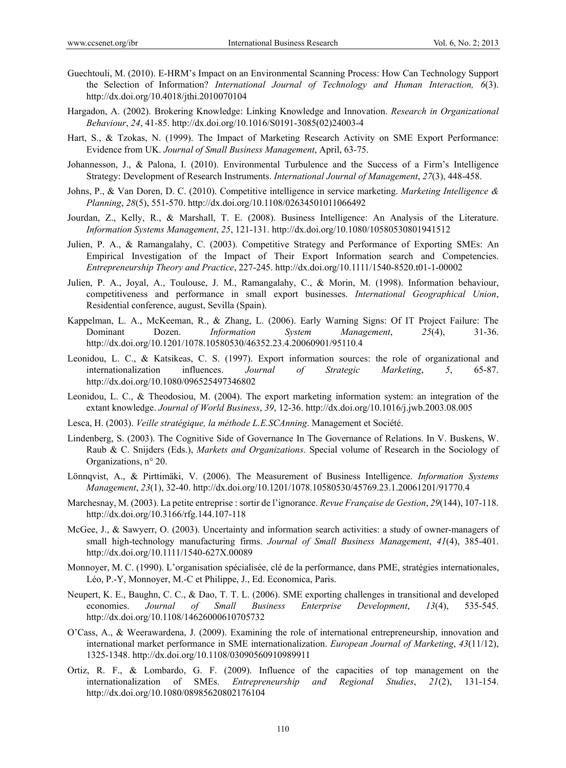Guechtouli, M. (2010). E-HRM's Impact on an Environmental Scanning Process: How Can Technology Support the Selection of Information? *International Journal of Technology and Human Interaction, 6*(3). http://dx.doi.org/10.4018/jthi.2010070104

Hargadon, A. (2002). Brokering Knowledge: Linking Knowledge and Innovation. *Research in Organizational Behaviour*, *24*, 41-85. http://dx.doi.org/10.1016/S0191-3085(02)24003-4

Hart, S., & Tzokas, N. (1999). The Impact of Marketing Research Activity on SME Export Performance: Evidence from UK. *Journal of Small Business Management*, April, 63-75.

Johannesson, J., & Palona, I. (2010). Environmental Turbulence and the Success of a Firm's Intelligence Strategy: Development of Research Instruments. *International Journal of Management*, *27*(3), 448-458.

Johns, P., & Van Doren, D. C. (2010). Competitive intelligence in service marketing. *Marketing Intelligence & Planning*, *28*(5), 551-570. http://dx.doi.org/10.1108/02634501011066492

Jourdan, Z., Kelly, R., & Marshall, T. E. (2008). Business Intelligence: An Analysis of the Literature. *Information Systems Management*, *25*, 121-131. http://dx.doi.org/10.1080/10580530801941512

Julien, P. A., & Ramangalahy, C. (2003). Competitive Strategy and Performance of Exporting SMEs: An Empirical Investigation of the Impact of Their Export Information search and Competencies. *Entrepreneurship Theory and Practice*, 227-245. http://dx.doi.org/10.1111/1540-8520.t01-1-00002

Julien, P. A., Joyal, A., Toulouse, J. M., Ramangalahy, C., & Morin, M. (1998). Information behaviour, competitiveness and performance in small export businesses. *International Geographical Union*, Residential conference, august, Sevilla (Spain).

Kappelman, L. A., McKeeman, R., & Zhang, L. (2006). Early Warning Signs: Of IT Project Failure: The Dominant Dozen. *Information System Management*, *25*(4), 31-36. http://dx.doi.org/10.1201/1078.10580530/46352.23.4.20060901/95110.4

Leonidou, L. C., & Katsikeas, C. S. (1997). Export information sources: the role of organizational and internationalization influences. *Journal of Strategic Marketing*, *5*, 65-87. http://dx.doi.org/10.1080/096525497346802

Leonidou, L. C., & Theodosiou, M. (2004). The export marketing information system: an integration of the extant knowledge. *Journal of World Business*, *39*, 12-36. http://dx.doi.org/10.1016/j.jwb.2003.08.005

Lesca, H. (2003). *Veille stratégique, la méthode L.E.SCAnning*. Management et Société.

Lindenberg, S. (2003). The Cognitive Side of Governance In The Governance of Relations. In V. Buskens, W. Raub & C. Snijders (Eds.), *Markets and Organizations*. Special volume of Research in the Sociology of Organizations, n° 20.

Lönnqvist, A., & Pirttimäki, V. (2006). The Measurement of Business Intelligence. *Information Systems Management*, *23*(1), 32-40. http://dx.doi.org/10.1201/1078.10580530/45769.23.1.20061201/91770.4

Marchesnay, M. (2003). La petite entreprise : sortir de l'ignorance. *Revue Française de Gestion*, *29*(144), 107-118. http://dx.doi.org/10.3166/rfg.144.107-118

McGee, J., & Sawyerr, O. (2003). Uncertainty and information search activities: a study of owner-managers of small high-technology manufacturing firms. *Journal of Small Business Management*, *41*(4), 385-401. http://dx.doi.org/10.1111/1540-627X.00089

Monnoyer, M. C. (1990). L'organisation spécialisée, clé de la performance, dans PME, stratégies internationales, Léo, P.-Y, Monnoyer, M.-C et Philippe, J., Ed. Economica, Paris.

Neupert, K. E., Baughn, C. C., & Dao, T. T. L. (2006). SME exporting challenges in transitional and developed economies. *Journal of Small Business Enterprise Development*, *13*(4), 535-545. http://dx.doi.org/10.1108/14626000610705732

O'Cass, A., & Weerawardena, J. (2009). Examining the role of international entrepreneurship, innovation and international market performance in SME internationalization. *European Journal of Marketing*, *43*(11/12), 1325-1348. http://dx.doi.org/10.1108/03090560910989911

Ortiz, R. F., & Lombardo, G. F. (2009). Influence of the capacities of top management on the internationalization of SMEs. *Entrepreneurship and Regional Studies*, *21*(2), 131-154. http://dx.doi.org/10.1080/08985620802176104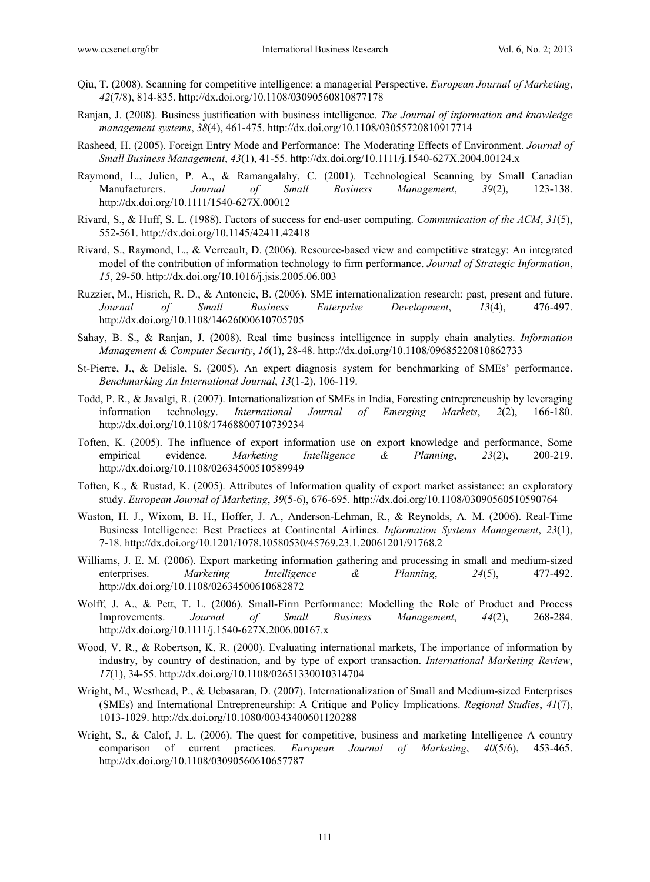Qiu, T. (2008). Scanning for competitive intelligence: a managerial Perspective. *European Journal of Marketing*, *42*(7/8), 814-835. http://dx.doi.org/10.1108/03090560810877178

Ranjan, J. (2008). Business justification with business intelligence. *The Journal of information and knowledge management systems*, *38*(4), 461-475. http://dx.doi.org/10.1108/03055720810917714

Rasheed, H. (2005). Foreign Entry Mode and Performance: The Moderating Effects of Environment. *Journal of Small Business Management*, *43*(1), 41-55. http://dx.doi.org/10.1111/j.1540-627X.2004.00124.x

Raymond, L., Julien, P. A., & Ramangalahy, C. (2001). Technological Scanning by Small Canadian Manufacturers. *Journal of Small Business Management*, *39*(2), 123-138. http://dx.doi.org/10.1111/1540-627X.00012

Rivard, S., & Huff, S. L. (1988). Factors of success for end-user computing. *Communication of the ACM*, *31*(5), 552-561. http://dx.doi.org/10.1145/42411.42418

Rivard, S., Raymond, L., & Verreault, D. (2006). Resource-based view and competitive strategy: An integrated model of the contribution of information technology to firm performance. *Journal of Strategic Information*, *15*, 29-50. http://dx.doi.org/10.1016/j.jsis.2005.06.003

Ruzzier, M., Hisrich, R. D., & Antoncic, B. (2006). SME internationalization research: past, present and future. *Journal of Small Business Enterprise Development*, *13*(4), 476-497. http://dx.doi.org/10.1108/14626000610705705

Sahay, B. S., & Ranjan, J. (2008). Real time business intelligence in supply chain analytics. *Information Management & Computer Security*, *16*(1), 28-48. http://dx.doi.org/10.1108/09685220810862733

St-Pierre, J., & Delisle, S. (2005). An expert diagnosis system for benchmarking of SMEs' performance. *Benchmarking An International Journal*, *13*(1-2), 106-119.

Todd, P. R., & Javalgi, R. (2007). Internationalization of SMEs in India, Foresting entrepreneuship by leveraging information technology. *International Journal of Emerging Markets*, *2*(2), 166-180. http://dx.doi.org/10.1108/17468800710739234

Toften, K. (2005). The influence of export information use on export knowledge and performance, Some empirical evidence. *Marketing Intelligence & Planning*, *23*(2), 200-219. http://dx.doi.org/10.1108/02634500510589949

Toften, K., & Rustad, K. (2005). Attributes of Information quality of export market assistance: an exploratory study. *European Journal of Marketing*, *39*(5-6), 676-695. http://dx.doi.org/10.1108/03090560510590764

Waston, H. J., Wixom, B. H., Hoffer, J. A., Anderson-Lehman, R., & Reynolds, A. M. (2006). Real-Time Business Intelligence: Best Practices at Continental Airlines. *Information Systems Management*, *23*(1), 7-18. http://dx.doi.org/10.1201/1078.10580530/45769.23.1.20061201/91768.2

Williams, J. E. M. (2006). Export marketing information gathering and processing in small and medium-sized enterprises. *Marketing Intelligence & Planning*, *24*(5), 477-492. http://dx.doi.org/10.1108/02634500610682872

Wolff, J. A., & Pett, T. L. (2006). Small-Firm Performance: Modelling the Role of Product and Process Improvements. *Journal of Small Business Management*, *44*(2), 268-284. http://dx.doi.org/10.1111/j.1540-627X.2006.00167.x

Wood, V. R., & Robertson, K. R. (2000). Evaluating international markets, The importance of information by industry, by country of destination, and by type of export transaction. *International Marketing Review*, *17*(1), 34-55. http://dx.doi.org/10.1108/02651330010314704

Wright, M., Westhead, P., & Ucbasaran, D. (2007). Internationalization of Small and Medium-sized Enterprises (SMEs) and International Entrepreneurship: A Critique and Policy Implications. *Regional Studies*, *41*(7), 1013-1029. http://dx.doi.org/10.1080/00343400601120288

Wright, S., & Calof, J. L. (2006). The quest for competitive, business and marketing Intelligence A country comparison of current practices. *European Journal of Marketing*, *40*(5/6), 453-465. http://dx.doi.org/10.1108/03090560610657787